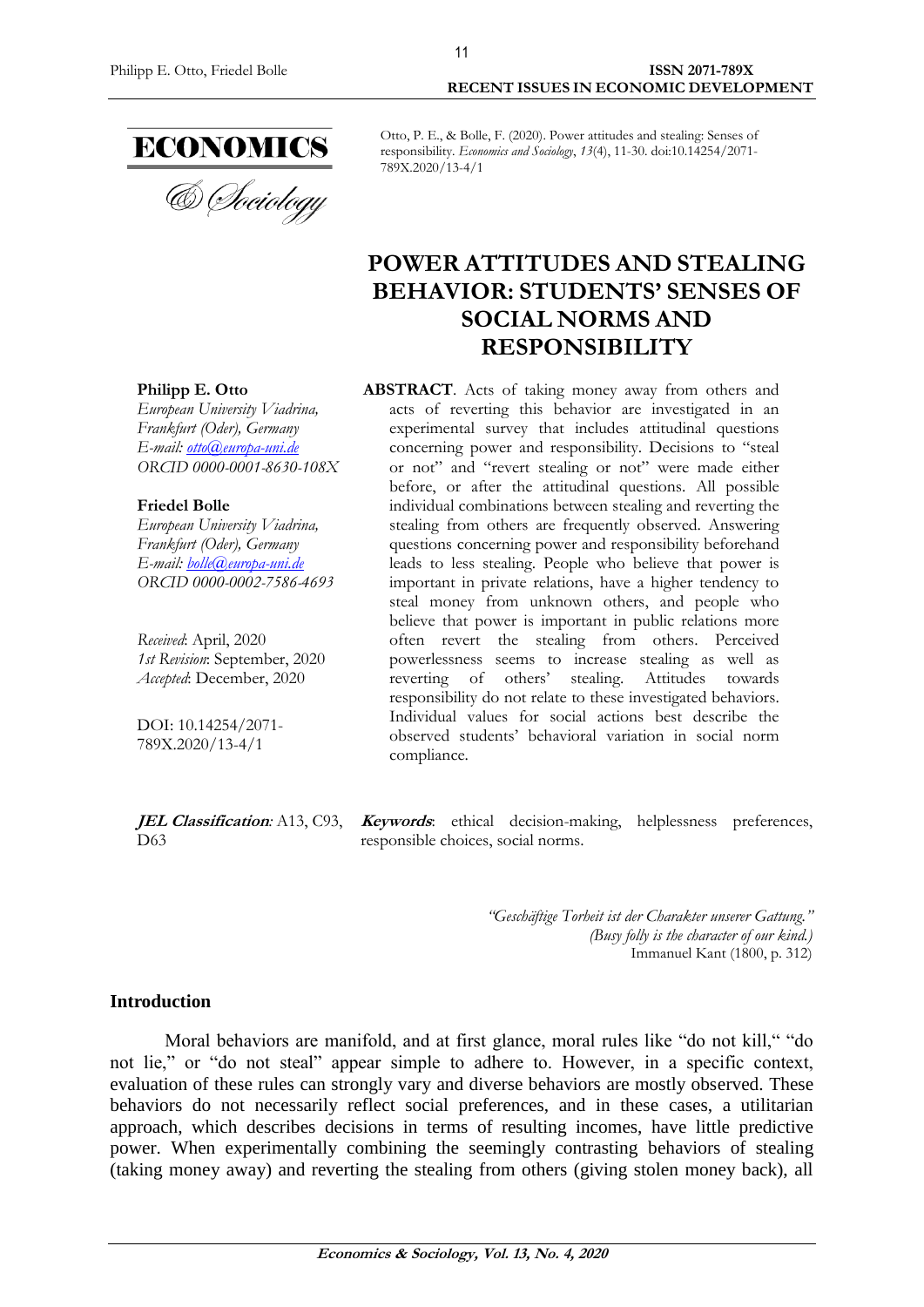Otto, P. E., & Bolle, F. (2020). Power attitudes and stealing: Senses of responsibility. *Economics and Sociology*, *13*(4), 11-30. doi:10.14254/2071-789X.2020/13-4/1

# POWER ATTITUDES AND STEALING BEHAVIOR: STUDENTS' SENSES OF SOCIAL NORMS AND RESPONSIBILITY

**Philipp E. Otto**
*European University Viadrina, Frankfurt (Oder), Germany*
*E-mail: otto@europa-uni.de*
*ORCID 0000-0001-8630-108X*

**Friedel Bolle**
*European University Viadrina, Frankfurt (Oder), Germany*
*E-mail: bolle@europa-uni.de*
*ORCID 0000-0002-7586-4693*

*Received*: April, 2020
*1st Revision*: September, 2020
*Accepted*: December, 2020

DOI: 10.14254/2071-789X.2020/13-4/1

**ABSTRACT**. Acts of taking money away from others and acts of reverting this behavior are investigated in an experimental survey that includes attitudinal questions concerning power and responsibility. Decisions to "steal or not" and "revert stealing or not" were made either before, or after the attitudinal questions. All possible individual combinations between stealing and reverting the stealing from others are frequently observed. Answering questions concerning power and responsibility beforehand leads to less stealing. People who believe that power is important in private relations, have a higher tendency to steal money from unknown others, and people who believe that power is important in public relations more often revert the stealing from others. Perceived powerlessness seems to increase stealing as well as reverting of others' stealing. Attitudes towards responsibility do not relate to these investigated behaviors. Individual values for social actions best describe the observed students' behavioral variation in social norm compliance.

***JEL Classification**:* A13, C93, D63

***Keywords***: ethical decision-making, helplessness preferences, responsible choices, social norms.

*"Geschäftige Torheit ist der Charakter unserer Gattung."*
*(Busy folly is the character of our kind.)*
Immanuel Kant (1800, p. 312)

## Introduction

Moral behaviors are manifold, and at first glance, moral rules like "do not kill," "do not lie," or "do not steal" appear simple to adhere to. However, in a specific context, evaluation of these rules can strongly vary and diverse behaviors are mostly observed. These behaviors do not necessarily reflect social preferences, and in these cases, a utilitarian approach, which describes decisions in terms of resulting incomes, have little predictive power. When experimentally combining the seemingly contrasting behaviors of stealing (taking money away) and reverting the stealing from others (giving stolen money back), all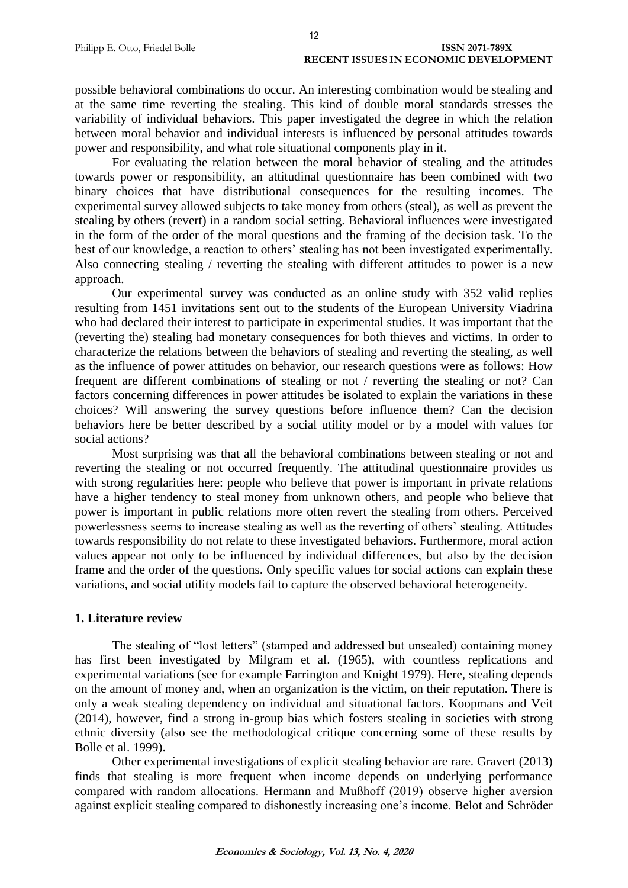possible behavioral combinations do occur. An interesting combination would be stealing and at the same time reverting the stealing. This kind of double moral standards stresses the variability of individual behaviors. This paper investigated the degree in which the relation between moral behavior and individual interests is influenced by personal attitudes towards power and responsibility, and what role situational components play in it.

For evaluating the relation between the moral behavior of stealing and the attitudes towards power or responsibility, an attitudinal questionnaire has been combined with two binary choices that have distributional consequences for the resulting incomes. The experimental survey allowed subjects to take money from others (steal), as well as prevent the stealing by others (revert) in a random social setting. Behavioral influences were investigated in the form of the order of the moral questions and the framing of the decision task. To the best of our knowledge, a reaction to others' stealing has not been investigated experimentally. Also connecting stealing / reverting the stealing with different attitudes to power is a new approach.

Our experimental survey was conducted as an online study with 352 valid replies resulting from 1451 invitations sent out to the students of the European University Viadrina who had declared their interest to participate in experimental studies. It was important that the (reverting the) stealing had monetary consequences for both thieves and victims. In order to characterize the relations between the behaviors of stealing and reverting the stealing, as well as the influence of power attitudes on behavior, our research questions were as follows: How frequent are different combinations of stealing or not / reverting the stealing or not? Can factors concerning differences in power attitudes be isolated to explain the variations in these choices? Will answering the survey questions before influence them? Can the decision behaviors here be better described by a social utility model or by a model with values for social actions?

Most surprising was that all the behavioral combinations between stealing or not and reverting the stealing or not occurred frequently. The attitudinal questionnaire provides us with strong regularities here: people who believe that power is important in private relations have a higher tendency to steal money from unknown others, and people who believe that power is important in public relations more often revert the stealing from others. Perceived powerlessness seems to increase stealing as well as the reverting of others' stealing. Attitudes towards responsibility do not relate to these investigated behaviors. Furthermore, moral action values appear not only to be influenced by individual differences, but also by the decision frame and the order of the questions. Only specific values for social actions can explain these variations, and social utility models fail to capture the observed behavioral heterogeneity.

## 1. Literature review

The stealing of "lost letters" (stamped and addressed but unsealed) containing money has first been investigated by Milgram et al. (1965), with countless replications and experimental variations (see for example Farrington and Knight 1979). Here, stealing depends on the amount of money and, when an organization is the victim, on their reputation. There is only a weak stealing dependency on individual and situational factors. Koopmans and Veit (2014), however, find a strong in-group bias which fosters stealing in societies with strong ethnic diversity (also see the methodological critique concerning some of these results by Bolle et al. 1999).

Other experimental investigations of explicit stealing behavior are rare. Gravert (2013) finds that stealing is more frequent when income depends on underlying performance compared with random allocations. Hermann and Mußhoff (2019) observe higher aversion against explicit stealing compared to dishonestly increasing one's income. Belot and Schröder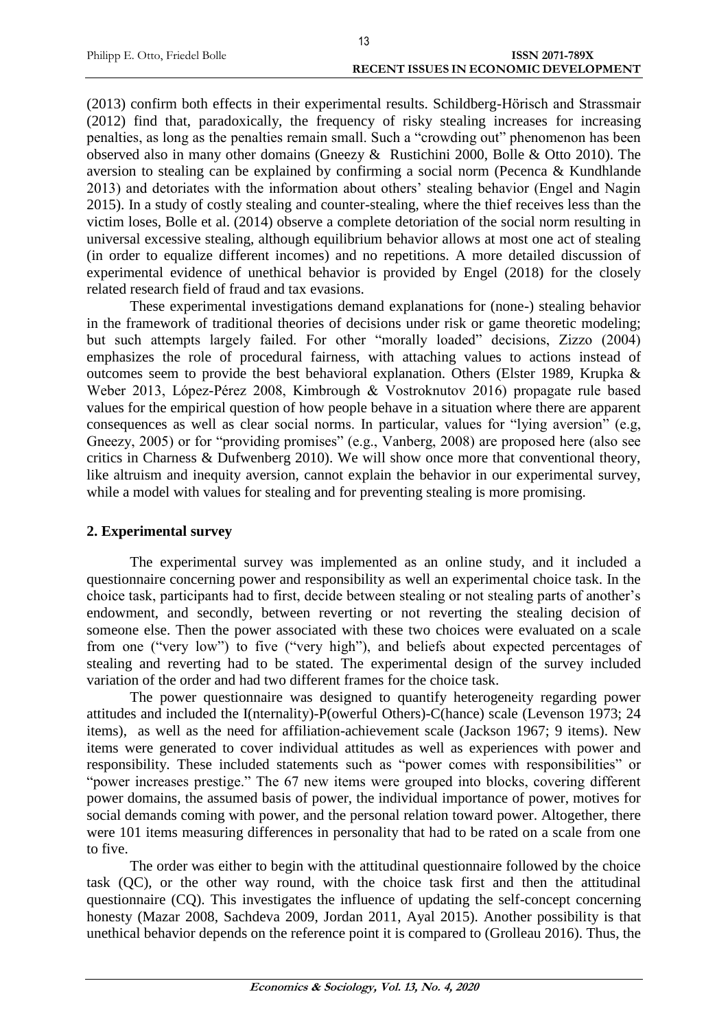(2013) confirm both effects in their experimental results. Schildberg-Hörisch and Strassmair (2012) find that, paradoxically, the frequency of risky stealing increases for increasing penalties, as long as the penalties remain small. Such a "crowding out" phenomenon has been observed also in many other domains (Gneezy & Rustichini 2000, Bolle & Otto 2010). The aversion to stealing can be explained by confirming a social norm (Pecenca & Kundhlande 2013) and detoriates with the information about others' stealing behavior (Engel and Nagin 2015). In a study of costly stealing and counter-stealing, where the thief receives less than the victim loses, Bolle et al. (2014) observe a complete detoriation of the social norm resulting in universal excessive stealing, although equilibrium behavior allows at most one act of stealing (in order to equalize different incomes) and no repetitions. A more detailed discussion of experimental evidence of unethical behavior is provided by Engel (2018) for the closely related research field of fraud and tax evasions.

These experimental investigations demand explanations for (none-) stealing behavior in the framework of traditional theories of decisions under risk or game theoretic modeling; but such attempts largely failed. For other "morally loaded" decisions, Zizzo (2004) emphasizes the role of procedural fairness, with attaching values to actions instead of outcomes seem to provide the best behavioral explanation. Others (Elster 1989, Krupka & Weber 2013, López-Pérez 2008, Kimbrough & Vostroknutov 2016) propagate rule based values for the empirical question of how people behave in a situation where there are apparent consequences as well as clear social norms. In particular, values for "lying aversion" (e.g, Gneezy, 2005) or for "providing promises" (e.g., Vanberg, 2008) are proposed here (also see critics in Charness & Dufwenberg 2010). We will show once more that conventional theory, like altruism and inequity aversion, cannot explain the behavior in our experimental survey, while a model with values for stealing and for preventing stealing is more promising.

## 2. Experimental survey

The experimental survey was implemented as an online study, and it included a questionnaire concerning power and responsibility as well an experimental choice task. In the choice task, participants had to first, decide between stealing or not stealing parts of another's endowment, and secondly, between reverting or not reverting the stealing decision of someone else. Then the power associated with these two choices were evaluated on a scale from one ("very low") to five ("very high"), and beliefs about expected percentages of stealing and reverting had to be stated. The experimental design of the survey included variation of the order and had two different frames for the choice task.

The power questionnaire was designed to quantify heterogeneity regarding power attitudes and included the I(nternality)-P(owerful Others)-C(hance) scale (Levenson 1973; 24 items), as well as the need for affiliation-achievement scale (Jackson 1967; 9 items). New items were generated to cover individual attitudes as well as experiences with power and responsibility. These included statements such as "power comes with responsibilities" or "power increases prestige." The 67 new items were grouped into blocks, covering different power domains, the assumed basis of power, the individual importance of power, motives for social demands coming with power, and the personal relation toward power. Altogether, there were 101 items measuring differences in personality that had to be rated on a scale from one to five.

The order was either to begin with the attitudinal questionnaire followed by the choice task (QC), or the other way round, with the choice task first and then the attitudinal questionnaire (CQ). This investigates the influence of updating the self-concept concerning honesty (Mazar 2008, Sachdeva 2009, Jordan 2011, Ayal 2015). Another possibility is that unethical behavior depends on the reference point it is compared to (Grolleau 2016). Thus, the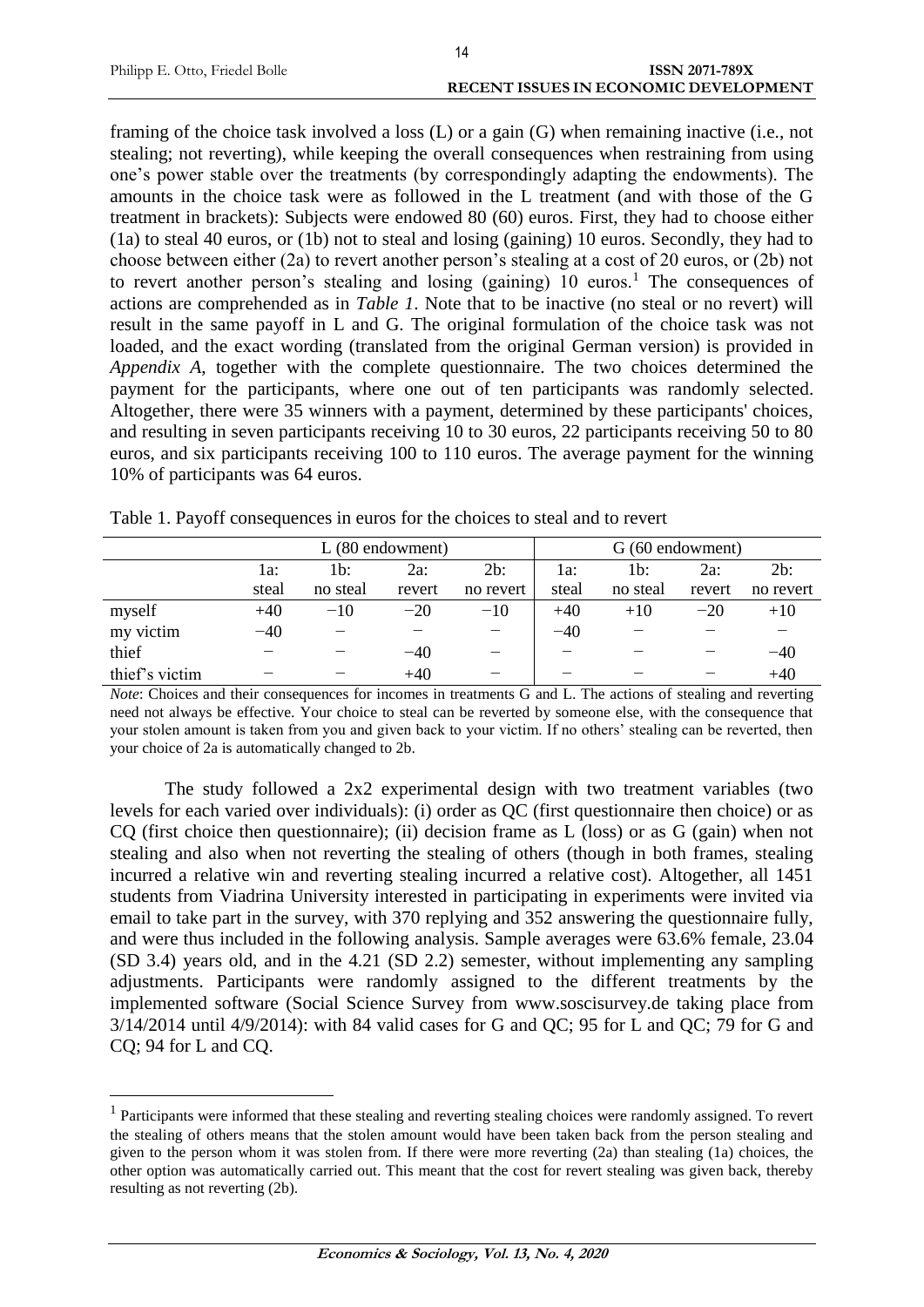framing of the choice task involved a loss (L) or a gain (G) when remaining inactive (i.e., not stealing; not reverting), while keeping the overall consequences when restraining from using one's power stable over the treatments (by correspondingly adapting the endowments). The amounts in the choice task were as followed in the L treatment (and with those of the G treatment in brackets): Subjects were endowed 80 (60) euros. First, they had to choose either (1a) to steal 40 euros, or (1b) not to steal and losing (gaining) 10 euros. Secondly, they had to choose between either (2a) to revert another person's stealing at a cost of 20 euros, or (2b) not to revert another person's stealing and losing (gaining) 10 euros.[1] The consequences of actions are comprehended as in *Table 1*. Note that to be inactive (no steal or no revert) will result in the same payoff in L and G. The original formulation of the choice task was not loaded, and the exact wording (translated from the original German version) is provided in *Appendix A*, together with the complete questionnaire. The two choices determined the payment for the participants, where one out of ten participants was randomly selected. Altogether, there were 35 winners with a payment, determined by these participants' choices, and resulting in seven participants receiving 10 to 30 euros, 22 participants receiving 50 to 80 euros, and six participants receiving 100 to 110 euros. The average payment for the winning 10% of participants was 64 euros.

Table 1. Payoff consequences in euros for the choices to steal and to revert

| | L (80 endowment) | | | | G (60 endowment) | | | |
|---|---|---|---|---|---|---|---|---|
| | 1a: steal | 1b: no steal | 2a: revert | 2b: no revert | 1a: steal | 1b: no steal | 2a: revert | 2b: no revert |
| myself | +40 | −10 | −20 | −10 | +40 | +10 | −20 | +10 |
| my victim | −40 | – | – | – | −40 | – | – | – |
| thief | – | – | −40 | – | – | – | – | −40 |
| thief's victim | – | – | +40 | – | – | – | – | +40 |

*Note*: Choices and their consequences for incomes in treatments G and L. The actions of stealing and reverting need not always be effective. Your choice to steal can be reverted by someone else, with the consequence that your stolen amount is taken from you and given back to your victim. If no others' stealing can be reverted, then your choice of 2a is automatically changed to 2b.

The study followed a 2x2 experimental design with two treatment variables (two levels for each varied over individuals): (i) order as QC (first questionnaire then choice) or as CQ (first choice then questionnaire); (ii) decision frame as L (loss) or as G (gain) when not stealing and also when not reverting the stealing of others (though in both frames, stealing incurred a relative win and reverting stealing incurred a relative cost). Altogether, all 1451 students from Viadrina University interested in participating in experiments were invited via email to take part in the survey, with 370 replying and 352 answering the questionnaire fully, and were thus included in the following analysis. Sample averages were 63.6% female, 23.04 (SD 3.4) years old, and in the 4.21 (SD 2.2) semester, without implementing any sampling adjustments. Participants were randomly assigned to the different treatments by the implemented software (Social Science Survey from www.soscisurvey.de taking place from 3/14/2014 until 4/9/2014): with 84 valid cases for G and QC; 95 for L and QC; 79 for G and CQ; 94 for L and CQ.

[1] Participants were informed that these stealing and reverting stealing choices were randomly assigned. To revert the stealing of others means that the stolen amount would have been taken back from the person stealing and given to the person whom it was stolen from. If there were more reverting (2a) than stealing (1a) choices, the other option was automatically carried out. This meant that the cost for revert stealing was given back, thereby resulting as not reverting (2b).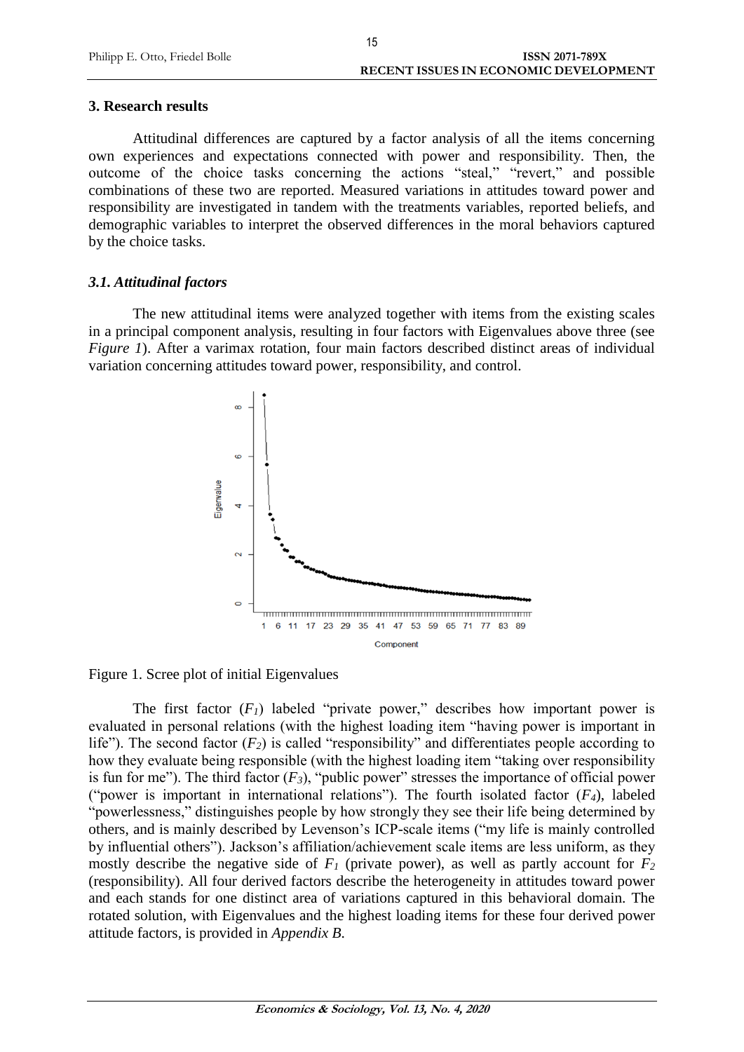## 3. Research results

Attitudinal differences are captured by a factor analysis of all the items concerning own experiences and expectations connected with power and responsibility. Then, the outcome of the choice tasks concerning the actions "steal," "revert," and possible combinations of these two are reported. Measured variations in attitudes toward power and responsibility are investigated in tandem with the treatments variables, reported beliefs, and demographic variables to interpret the observed differences in the moral behaviors captured by the choice tasks.

### *3.1. Attitudinal factors*

The new attitudinal items were analyzed together with items from the existing scales in a principal component analysis, resulting in four factors with Eigenvalues above three (see *Figure 1*). After a varimax rotation, four main factors described distinct areas of individual variation concerning attitudes toward power, responsibility, and control.

Eigenvalue
0
2
4
6
8
Component
1 6 11 17 23 29 35 41 47 53 59 65 71 77 83 89

Figure 1. Scree plot of initial Eigenvalues

The first factor ($F_1$) labeled "private power," describes how important power is evaluated in personal relations (with the highest loading item "having power is important in life"). The second factor ($F_2$) is called "responsibility" and differentiates people according to how they evaluate being responsible (with the highest loading item "taking over responsibility is fun for me"). The third factor ($F_3$), "public power" stresses the importance of official power ("power is important in international relations"). The fourth isolated factor ($F_4$), labeled "powerlessness," distinguishes people by how strongly they see their life being determined by others, and is mainly described by Levenson's ICP-scale items ("my life is mainly controlled by influential others"). Jackson's affiliation/achievement scale items are less uniform, as they mostly describe the negative side of $F_1$ (private power), as well as partly account for $F_2$ (responsibility). All four derived factors describe the heterogeneity in attitudes toward power and each stands for one distinct area of variations captured in this behavioral domain. The rotated solution, with Eigenvalues and the highest loading items for these four derived power attitude factors, is provided in *Appendix B.*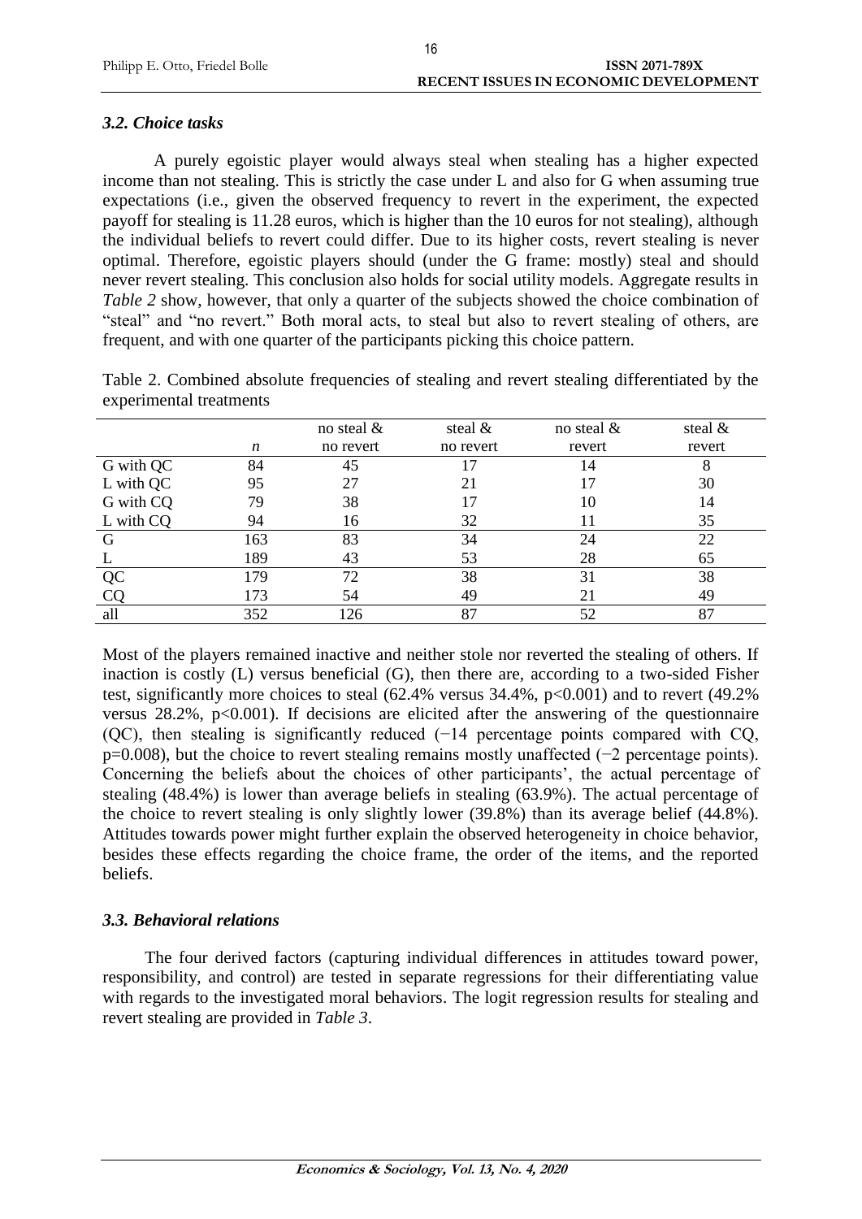### *3.2. Choice tasks*

A purely egoistic player would always steal when stealing has a higher expected income than not stealing. This is strictly the case under L and also for G when assuming true expectations (i.e., given the observed frequency to revert in the experiment, the expected payoff for stealing is 11.28 euros, which is higher than the 10 euros for not stealing), although the individual beliefs to revert could differ. Due to its higher costs, revert stealing is never optimal. Therefore, egoistic players should (under the G frame: mostly) steal and should never revert stealing. This conclusion also holds for social utility models. Aggregate results in *Table 2* show, however, that only a quarter of the subjects showed the choice combination of "steal" and "no revert." Both moral acts, to steal but also to revert stealing of others, are frequent, and with one quarter of the participants picking this choice pattern.

Table 2. Combined absolute frequencies of stealing and revert stealing differentiated by the experimental treatments

| | $n$ | no steal & no revert | steal & no revert | no steal & revert | steal & revert |
|---|---|---|---|---|---|
| G with QC | 84 | 45 | 17 | 14 | 8 |
| L with QC | 95 | 27 | 21 | 17 | 30 |
| G with CQ | 79 | 38 | 17 | 10 | 14 |
| L with CQ | 94 | 16 | 32 | 11 | 35 |
| G | 163 | 83 | 34 | 24 | 22 |
| L | 189 | 43 | 53 | 28 | 65 |
| QC | 179 | 72 | 38 | 31 | 38 |
| CQ | 173 | 54 | 49 | 21 | 49 |
| all | 352 | 126 | 87 | 52 | 87 |

Most of the players remained inactive and neither stole nor reverted the stealing of others. If inaction is costly (L) versus beneficial (G), then there are, according to a two-sided Fisher test, significantly more choices to steal (62.4% versus 34.4%, $p<0.001$) and to revert (49.2% versus 28.2%, $p<0.001$). If decisions are elicited after the answering of the questionnaire (QC), then stealing is significantly reduced (−14 percentage points compared with CQ, $p=0.008$), but the choice to revert stealing remains mostly unaffected (−2 percentage points). Concerning the beliefs about the choices of other participants', the actual percentage of stealing (48.4%) is lower than average beliefs in stealing (63.9%). The actual percentage of the choice to revert stealing is only slightly lower (39.8%) than its average belief (44.8%). Attitudes towards power might further explain the observed heterogeneity in choice behavior, besides these effects regarding the choice frame, the order of the items, and the reported beliefs.

### *3.3. Behavioral relations*

The four derived factors (capturing individual differences in attitudes toward power, responsibility, and control) are tested in separate regressions for their differentiating value with regards to the investigated moral behaviors. The logit regression results for stealing and revert stealing are provided in *Table 3*.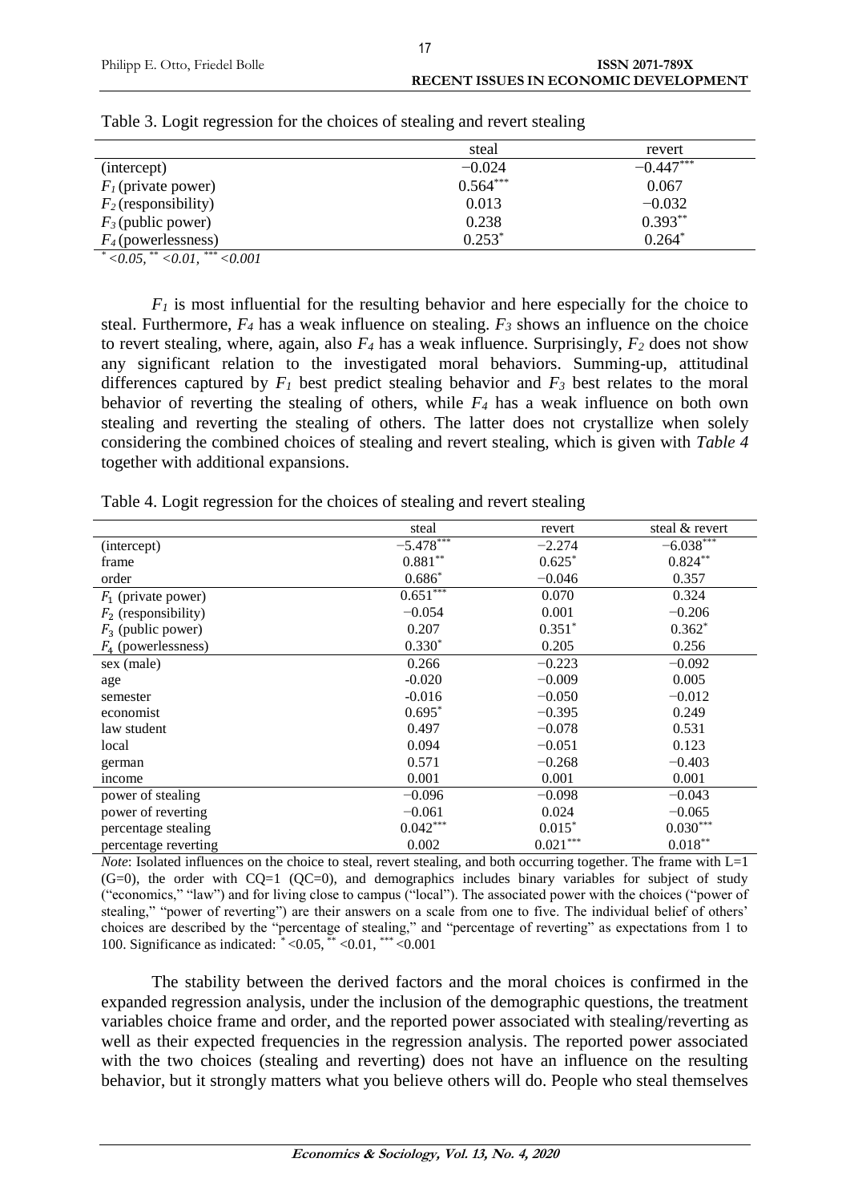Table 3. Logit regression for the choices of stealing and revert stealing

| | steal | revert |
|---|---|---|
| (intercept) | $-0.024$ | $-0.447^{***}$ |
| $F_1$ (private power) | $0.564^{***}$ | $0.067$ |
| $F_2$ (responsibility) | $0.013$ | $-0.032$ |
| $F_3$ (public power) | $0.238$ | $0.393^{**}$ |
| $F_4$ (powerlessness) | $0.253^{*}$ | $0.264^{*}$ |

$^{*}<0.05$, $^{**}<0.01$, $^{***}<0.001$

$F_1$ is most influential for the resulting behavior and here especially for the choice to steal. Furthermore, $F_4$ has a weak influence on stealing. $F_3$ shows an influence on the choice to revert stealing, where, again, also $F_4$ has a weak influence. Surprisingly, $F_2$ does not show any significant relation to the investigated moral behaviors. Summing-up, attitudinal differences captured by $F_1$ best predict stealing behavior and $F_3$ best relates to the moral behavior of reverting the stealing of others, while $F_4$ has a weak influence on both own stealing and reverting the stealing of others. The latter does not crystallize when solely considering the combined choices of stealing and revert stealing, which is given with *Table 4* together with additional expansions.

Table 4. Logit regression for the choices of stealing and revert stealing

| | steal | revert | steal & revert |
|---|---|---|---|
| (intercept) | $-5.478^{***}$ | $-2.274$ | $-6.038^{***}$ |
| frame | $0.881^{**}$ | $0.625^{*}$ | $0.824^{**}$ |
| order | $0.686^{*}$ | $-0.046$ | $0.357$ |
| $F_1$ (private power) | $0.651^{***}$ | $0.070$ | $0.324$ |
| $F_2$ (responsibility) | $-0.054$ | $0.001$ | $-0.206$ |
| $F_3$ (public power) | $0.207$ | $0.351^{*}$ | $0.362^{*}$ |
| $F_4$ (powerlessness) | $0.330^{*}$ | $0.205$ | $0.256$ |
| sex (male) | $0.266$ | $-0.223$ | $-0.092$ |
| age | $-0.020$ | $-0.009$ | $0.005$ |
| semester | $-0.016$ | $-0.050$ | $-0.012$ |
| economist | $0.695^{*}$ | $-0.395$ | $0.249$ |
| law student | $0.497$ | $-0.078$ | $0.531$ |
| local | $0.094$ | $-0.051$ | $0.123$ |
| german | $0.571$ | $-0.268$ | $-0.403$ |
| income | $0.001$ | $0.001$ | $0.001$ |
| power of stealing | $-0.096$ | $-0.098$ | $-0.043$ |
| power of reverting | $-0.061$ | $0.024$ | $-0.065$ |
| percentage stealing | $0.042^{***}$ | $0.015^{*}$ | $0.030^{***}$ |
| percentage reverting | $0.002$ | $0.021^{***}$ | $0.018^{**}$ |

*Note*: Isolated influences on the choice to steal, revert stealing, and both occurring together. The frame with L=1 (G=0), the order with CQ=1 (QC=0), and demographics includes binary variables for subject of study ("economics," "law") and for living close to campus ("local"). The associated power with the choices ("power of stealing," "power of reverting") are their answers on a scale from one to five. The individual belief of others' choices are described by the "percentage of stealing," and "percentage of reverting" as expectations from 1 to 100. Significance as indicated: $^{*}<0.05$, $^{**}<0.01$, $^{***}<0.001$

The stability between the derived factors and the moral choices is confirmed in the expanded regression analysis, under the inclusion of the demographic questions, the treatment variables choice frame and order, and the reported power associated with stealing/reverting as well as their expected frequencies in the regression analysis. The reported power associated with the two choices (stealing and reverting) does not have an influence on the resulting behavior, but it strongly matters what you believe others will do. People who steal themselves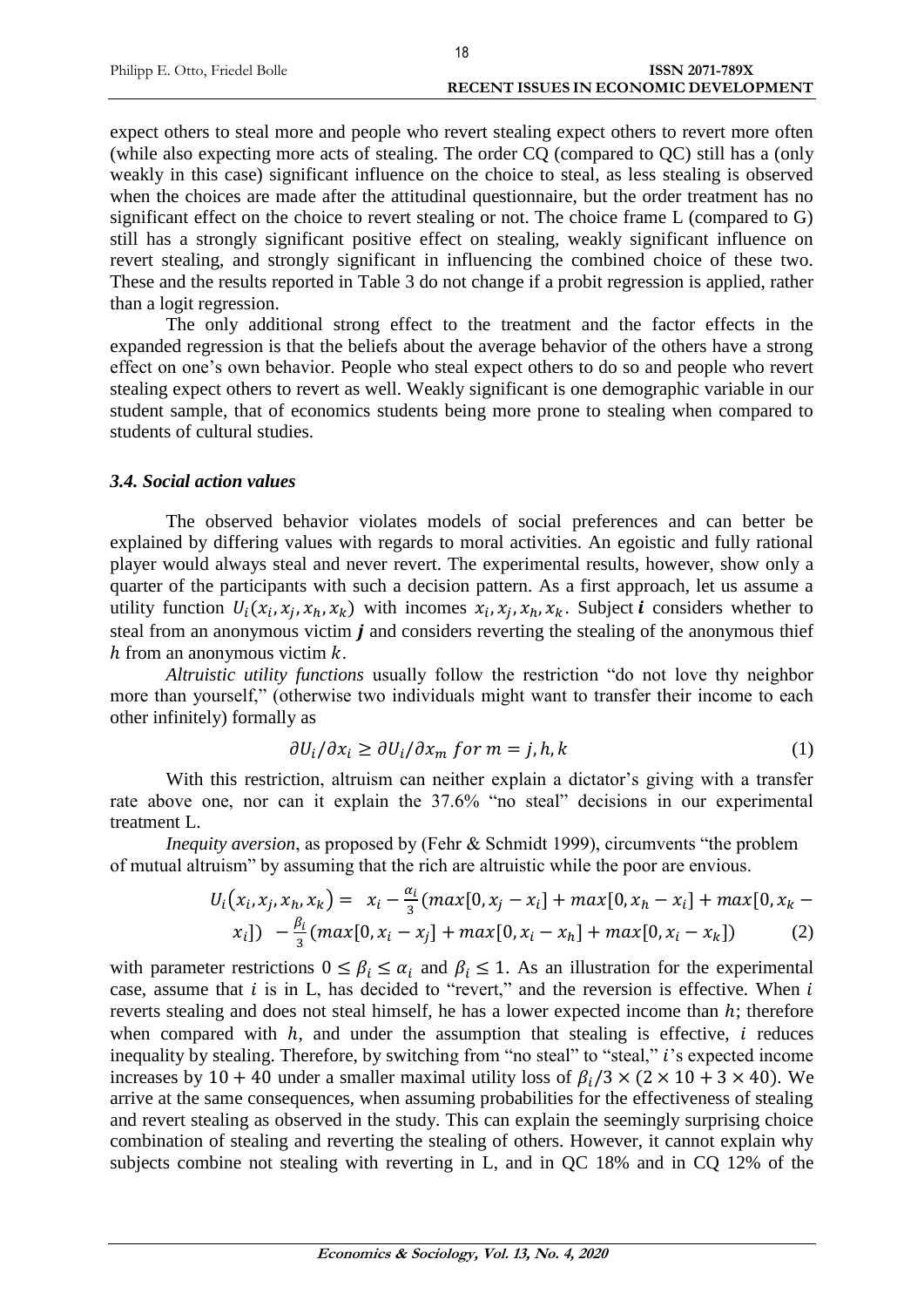expect others to steal more and people who revert stealing expect others to revert more often (while also expecting more acts of stealing. The order CQ (compared to QC) still has a (only weakly in this case) significant influence on the choice to steal, as less stealing is observed when the choices are made after the attitudinal questionnaire, but the order treatment has no significant effect on the choice to revert stealing or not. The choice frame L (compared to G) still has a strongly significant positive effect on stealing, weakly significant influence on revert stealing, and strongly significant in influencing the combined choice of these two. These and the results reported in Table 3 do not change if a probit regression is applied, rather than a logit regression.

The only additional strong effect to the treatment and the factor effects in the expanded regression is that the beliefs about the average behavior of the others have a strong effect on one's own behavior. People who steal expect others to do so and people who revert stealing expect others to revert as well. Weakly significant is one demographic variable in our student sample, that of economics students being more prone to stealing when compared to students of cultural studies.

### *3.4. Social action values*

The observed behavior violates models of social preferences and can better be explained by differing values with regards to moral activities. An egoistic and fully rational player would always steal and never revert. The experimental results, however, show only a quarter of the participants with such a decision pattern. As a first approach, let us assume a utility function $U_i(x_i, x_j, x_h, x_k)$ with incomes $x_i, x_j, x_h, x_k$. Subject $\boldsymbol{i}$ considers whether to steal from an anonymous victim $\boldsymbol{j}$ and considers reverting the stealing of the anonymous thief $h$ from an anonymous victim $k$.

*Altruistic utility functions* usually follow the restriction "do not love thy neighbor more than yourself," (otherwise two individuals might want to transfer their income to each other infinitely) formally as

$$\partial U_i/\partial x_i \geq \partial U_i/\partial x_m \; for \; m = j, h, k \tag{1}$$

With this restriction, altruism can neither explain a dictator's giving with a transfer rate above one, nor can it explain the 37.6% "no steal" decisions in our experimental treatment L.

*Inequity aversion*, as proposed by (Fehr & Schmidt 1999), circumvents "the problem of mutual altruism" by assuming that the rich are altruistic while the poor are envious.

$$U_i(x_i, x_j, x_h, x_k) = x_i - \frac{\alpha_i}{3}(max[0, x_j - x_i] + max[0, x_h - x_i] + max[0, x_k - x_i]) - \frac{\beta_i}{3}(max[0, x_i - x_j] + max[0, x_i - x_h] + max[0, x_i - x_k]) \tag{2}$$

with parameter restrictions $0 \leq \beta_i \leq \alpha_i$ and $\beta_i \leq 1$. As an illustration for the experimental case, assume that $i$ is in L, has decided to "revert," and the reversion is effective. When $i$ reverts stealing and does not steal himself, he has a lower expected income than $h$; therefore when compared with $h$, and under the assumption that stealing is effective, $i$ reduces inequality by stealing. Therefore, by switching from "no steal" to "steal," $i$'s expected income increases by $10 + 40$ under a smaller maximal utility loss of $\beta_i/3 \times (2 \times 10 + 3 \times 40)$. We arrive at the same consequences, when assuming probabilities for the effectiveness of stealing and revert stealing as observed in the study. This can explain the seemingly surprising choice combination of stealing and reverting the stealing of others. However, it cannot explain why subjects combine not stealing with reverting in L, and in QC 18% and in CQ 12% of the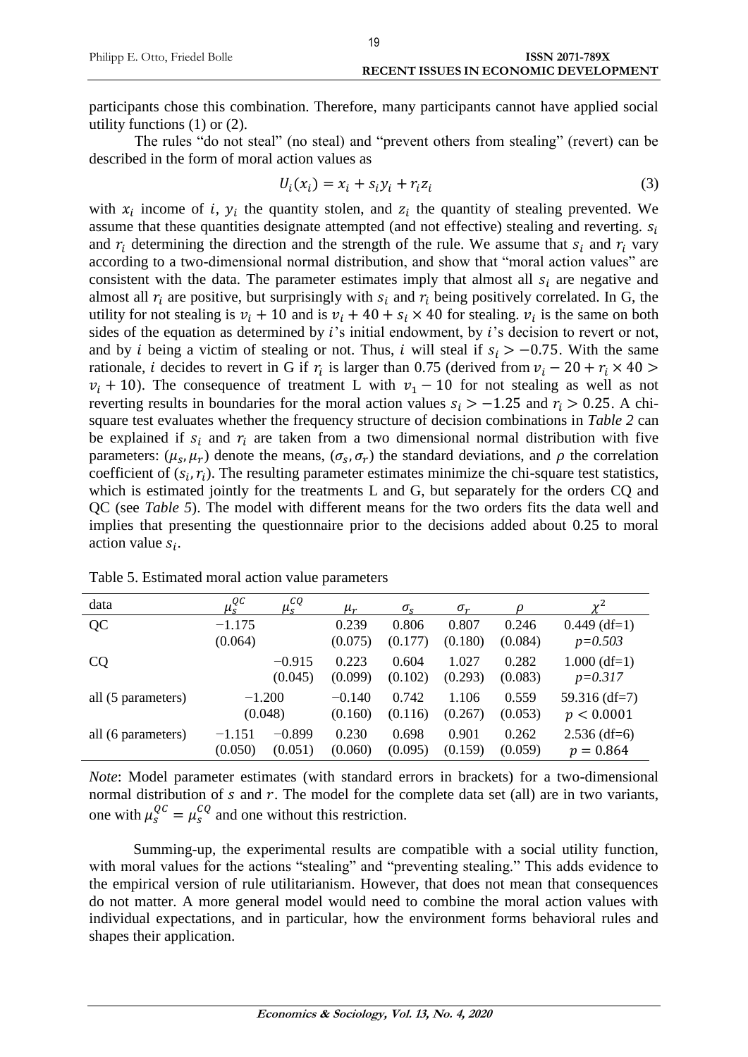participants chose this combination. Therefore, many participants cannot have applied social utility functions (1) or (2).

The rules "do not steal" (no steal) and "prevent others from stealing" (revert) can be described in the form of moral action values as

$$U_i(x_i) = x_i + s_i y_i + r_i z_i \tag{3}$$

with $x_i$ income of $i$, $y_i$ the quantity stolen, and $z_i$ the quantity of stealing prevented. We assume that these quantities designate attempted (and not effective) stealing and reverting. $s_i$ and $r_i$ determining the direction and the strength of the rule. We assume that $s_i$ and $r_i$ vary according to a two-dimensional normal distribution, and show that "moral action values" are consistent with the data. The parameter estimates imply that almost all $s_i$ are negative and almost all $r_i$ are positive, but surprisingly with $s_i$ and $r_i$ being positively correlated. In G, the utility for not stealing is $v_i + 10$ and is $v_i + 40 + s_i \times 40$ for stealing. $v_i$ is the same on both sides of the equation as determined by $i$'s initial endowment, by $i$'s decision to revert or not, and by $i$ being a victim of stealing or not. Thus, $i$ will steal if $s_i > -0.75$. With the same rationale, $i$ decides to revert in G if $r_i$ is larger than 0.75 (derived from $v_i - 20 + r_i \times 40 > v_i + 10$). The consequence of treatment L with $v_1 - 10$ for not stealing as well as not reverting results in boundaries for the moral action values $s_i > -1.25$ and $r_i > 0.25$. A chi-square test evaluates whether the frequency structure of decision combinations in *Table 2* can be explained if $s_i$ and $r_i$ are taken from a two dimensional normal distribution with five parameters: $(\mu_s, \mu_r)$ denote the means, $(\sigma_s, \sigma_r)$ the standard deviations, and $\rho$ the correlation coefficient of $(s_i, r_i)$. The resulting parameter estimates minimize the chi-square test statistics, which is estimated jointly for the treatments L and G, but separately for the orders CQ and QC (see *Table 5*). The model with different means for the two orders fits the data well and implies that presenting the questionnaire prior to the decisions added about 0.25 to moral action value $s_i$.

Table 5. Estimated moral action value parameters

| data | $\mu_s^{QC}$ | $\mu_s^{CQ}$ | $\mu_r$ | $\sigma_s$ | $\sigma_r$ | $\rho$ | $\chi^2$ |
|---|---|---|---|---|---|---|---|
| QC | −1.175<br>(0.064) | | 0.239<br>(0.075) | 0.806<br>(0.177) | 0.807<br>(0.180) | 0.246<br>(0.084) | 0.449 (df=1)<br>*p=0.503* |
| CQ | | −0.915<br>(0.045) | 0.223<br>(0.099) | 0.604<br>(0.102) | 1.027<br>(0.293) | 0.282<br>(0.083) | 1.000 (df=1)<br>*p=0.317* |
| all (5 parameters) | −1.200<br>(0.048) | | −0.140<br>(0.160) | 0.742<br>(0.116) | 1.106<br>(0.267) | 0.559<br>(0.053) | 59.316 (df=7)<br>$p < 0.0001$ |
| all (6 parameters) | −1.151<br>(0.050) | −0.899<br>(0.051) | 0.230<br>(0.060) | 0.698<br>(0.095) | 0.901<br>(0.159) | 0.262<br>(0.059) | 2.536 (df=6)<br>$p = 0.864$ |

*Note*: Model parameter estimates (with standard errors in brackets) for a two-dimensional normal distribution of $s$ and $r$. The model for the complete data set (all) are in two variants, one with $\mu_s^{QC} = \mu_s^{CQ}$ and one without this restriction.

Summing-up, the experimental results are compatible with a social utility function, with moral values for the actions "stealing" and "preventing stealing." This adds evidence to the empirical version of rule utilitarianism. However, that does not mean that consequences do not matter. A more general model would need to combine the moral action values with individual expectations, and in particular, how the environment forms behavioral rules and shapes their application.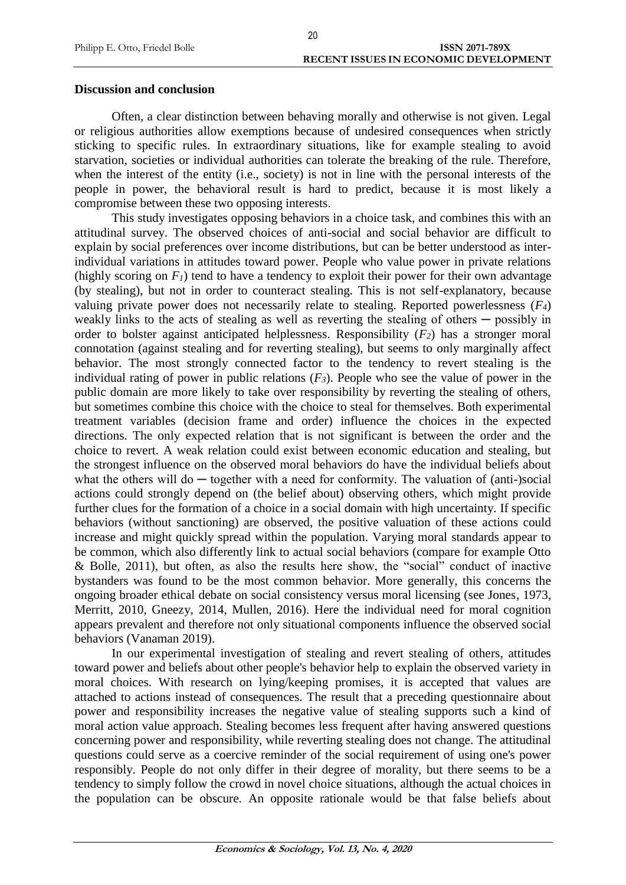**Discussion and conclusion**

Often, a clear distinction between behaving morally and otherwise is not given. Legal or religious authorities allow exemptions because of undesired consequences when strictly sticking to specific rules. In extraordinary situations, like for example stealing to avoid starvation, societies or individual authorities can tolerate the breaking of the rule. Therefore, when the interest of the entity (i.e., society) is not in line with the personal interests of the people in power, the behavioral result is hard to predict, because it is most likely a compromise between these two opposing interests.

This study investigates opposing behaviors in a choice task, and combines this with an attitudinal survey. The observed choices of anti-social and social behavior are difficult to explain by social preferences over income distributions, but can be better understood as inter-individual variations in attitudes toward power. People who value power in private relations (highly scoring on $F_1$) tend to have a tendency to exploit their power for their own advantage (by stealing), but not in order to counteract stealing. This is not self-explanatory, because valuing private power does not necessarily relate to stealing. Reported powerlessness ($F_4$) weakly links to the acts of stealing as well as reverting the stealing of others ─ possibly in order to bolster against anticipated helplessness. Responsibility ($F_2$) has a stronger moral connotation (against stealing and for reverting stealing), but seems to only marginally affect behavior. The most strongly connected factor to the tendency to revert stealing is the individual rating of power in public relations ($F_3$). People who see the value of power in the public domain are more likely to take over responsibility by reverting the stealing of others, but sometimes combine this choice with the choice to steal for themselves. Both experimental treatment variables (decision frame and order) influence the choices in the expected directions. The only expected relation that is not significant is between the order and the choice to revert. A weak relation could exist between economic education and stealing, but the strongest influence on the observed moral behaviors do have the individual beliefs about what the others will do ─ together with a need for conformity. The valuation of (anti-)social actions could strongly depend on (the belief about) observing others, which might provide further clues for the formation of a choice in a social domain with high uncertainty. If specific behaviors (without sanctioning) are observed, the positive valuation of these actions could increase and might quickly spread within the population. Varying moral standards appear to be common, which also differently link to actual social behaviors (compare for example Otto & Bolle, 2011), but often, as also the results here show, the "social" conduct of inactive bystanders was found to be the most common behavior. More generally, this concerns the ongoing broader ethical debate on social consistency versus moral licensing (see Jones, 1973, Merritt, 2010, Gneezy, 2014, Mullen, 2016). Here the individual need for moral cognition appears prevalent and therefore not only situational components influence the observed social behaviors (Vanaman 2019).

In our experimental investigation of stealing and revert stealing of others, attitudes toward power and beliefs about other people's behavior help to explain the observed variety in moral choices. With research on lying/keeping promises, it is accepted that values are attached to actions instead of consequences. The result that a preceding questionnaire about power and responsibility increases the negative value of stealing supports such a kind of moral action value approach. Stealing becomes less frequent after having answered questions concerning power and responsibility, while reverting stealing does not change. The attitudinal questions could serve as a coercive reminder of the social requirement of using one's power responsibly. People do not only differ in their degree of morality, but there seems to be a tendency to simply follow the crowd in novel choice situations, although the actual choices in the population can be obscure. An opposite rationale would be that false beliefs about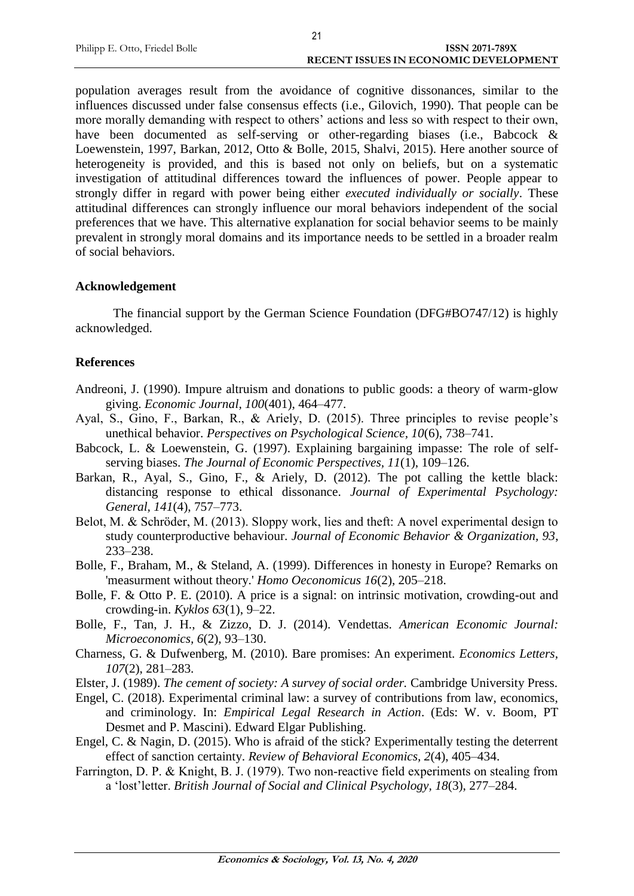population averages result from the avoidance of cognitive dissonances, similar to the influences discussed under false consensus effects (i.e., Gilovich, 1990). That people can be more morally demanding with respect to others' actions and less so with respect to their own, have been documented as self-serving or other-regarding biases (i.e., Babcock & Loewenstein, 1997, Barkan, 2012, Otto & Bolle, 2015, Shalvi, 2015). Here another source of heterogeneity is provided, and this is based not only on beliefs, but on a systematic investigation of attitudinal differences toward the influences of power. People appear to strongly differ in regard with power being either *executed individually or socially*. These attitudinal differences can strongly influence our moral behaviors independent of the social preferences that we have. This alternative explanation for social behavior seems to be mainly prevalent in strongly moral domains and its importance needs to be settled in a broader realm of social behaviors.

### Acknowledgement

The financial support by the German Science Foundation (DFG#BO747/12) is highly acknowledged.

### References

Andreoni, J. (1990). Impure altruism and donations to public goods: a theory of warm-glow giving. *Economic Journal, 100*(401), 464–477.

Ayal, S., Gino, F., Barkan, R., & Ariely, D. (2015). Three principles to revise people's unethical behavior. *Perspectives on Psychological Science, 10*(6), 738–741.

Babcock, L. & Loewenstein, G. (1997). Explaining bargaining impasse: The role of self-serving biases. *The Journal of Economic Perspectives, 11*(1), 109–126.

Barkan, R., Ayal, S., Gino, F., & Ariely, D. (2012). The pot calling the kettle black: distancing response to ethical dissonance. *Journal of Experimental Psychology: General, 141*(4), 757–773.

Belot, M. & Schröder, M. (2013). Sloppy work, lies and theft: A novel experimental design to study counterproductive behaviour. *Journal of Economic Behavior & Organization, 93*, 233–238.

Bolle, F., Braham, M., & Steland, A. (1999). Differences in honesty in Europe? Remarks on 'measurment without theory.' *Homo Oeconomicus 16*(2), 205–218.

Bolle, F. & Otto P. E. (2010). A price is a signal: on intrinsic motivation, crowding-out and crowding-in. *Kyklos 63*(1), 9–22.

Bolle, F., Tan, J. H., & Zizzo, D. J. (2014). Vendettas. *American Economic Journal: Microeconomics, 6*(2), 93–130.

Charness, G. & Dufwenberg, M. (2010). Bare promises: An experiment. *Economics Letters, 107*(2), 281–283.

Elster, J. (1989). *The cement of society: A survey of social order.* Cambridge University Press.

Engel, C. (2018). Experimental criminal law: a survey of contributions from law, economics, and criminology. In: *Empirical Legal Research in Action*. (Eds: W. v. Boom, PT Desmet and P. Mascini). Edward Elgar Publishing.

Engel, C. & Nagin, D. (2015). Who is afraid of the stick? Experimentally testing the deterrent effect of sanction certainty. *Review of Behavioral Economics, 2*(4), 405–434.

Farrington, D. P. & Knight, B. J. (1979). Two non-reactive field experiments on stealing from a 'lost'letter. *British Journal of Social and Clinical Psychology, 18*(3), 277–284.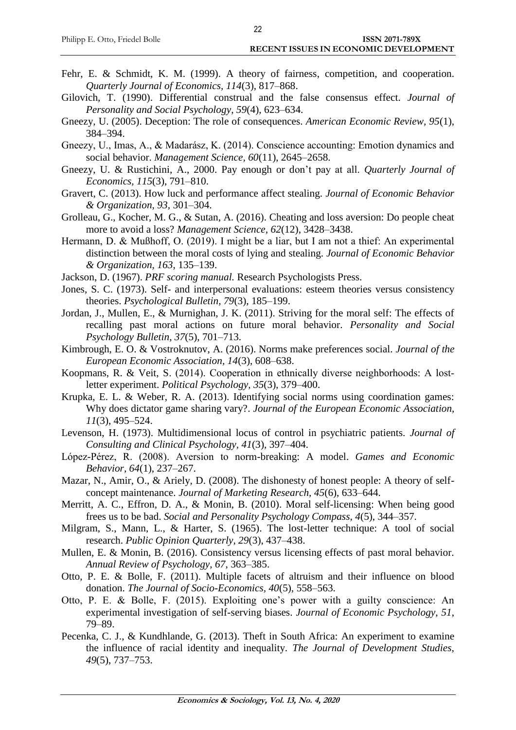Fehr, E. & Schmidt, K. M. (1999). A theory of fairness, competition, and cooperation. *Quarterly Journal of Economics, 114*(3), 817–868.

Gilovich, T. (1990). Differential construal and the false consensus effect. *Journal of Personality and Social Psychology, 59*(4), 623–634.

Gneezy, U. (2005). Deception: The role of consequences. *American Economic Review, 95*(1), 384–394.

Gneezy, U., Imas, A., & Madarász, K. (2014). Conscience accounting: Emotion dynamics and social behavior. *Management Science, 60*(11), 2645–2658.

Gneezy, U. & Rustichini, A., 2000. Pay enough or don't pay at all. *Quarterly Journal of Economics, 115*(3), 791–810.

Gravert, C. (2013). How luck and performance affect stealing. *Journal of Economic Behavior & Organization, 93*, 301–304.

Grolleau, G., Kocher, M. G., & Sutan, A. (2016). Cheating and loss aversion: Do people cheat more to avoid a loss? *Management Science, 62*(12), 3428–3438.

Hermann, D. & Mußhoff, O. (2019). I might be a liar, but I am not a thief: An experimental distinction between the moral costs of lying and stealing. *Journal of Economic Behavior & Organization, 163*, 135–139.

Jackson, D. (1967). *PRF scoring manual.* Research Psychologists Press.

Jones, S. C. (1973). Self- and interpersonal evaluations: esteem theories versus consistency theories. *Psychological Bulletin, 79*(3), 185–199.

Jordan, J., Mullen, E., & Murnighan, J. K. (2011). Striving for the moral self: The effects of recalling past moral actions on future moral behavior. *Personality and Social Psychology Bulletin, 37*(5), 701–713.

Kimbrough, E. O. & Vostroknutov, A. (2016). Norms make preferences social. *Journal of the European Economic Association, 14*(3), 608–638.

Koopmans, R. & Veit, S. (2014). Cooperation in ethnically diverse neighborhoods: A lost-letter experiment. *Political Psychology, 35*(3), 379–400.

Krupka, E. L. & Weber, R. A. (2013). Identifying social norms using coordination games: Why does dictator game sharing vary?. *Journal of the European Economic Association, 11*(3), 495–524.

Levenson, H. (1973). Multidimensional locus of control in psychiatric patients. *Journal of Consulting and Clinical Psychology, 41*(3), 397–404.

López-Pérez, R. (2008). Aversion to norm-breaking: A model. *Games and Economic Behavior, 64*(1), 237–267.

Mazar, N., Amir, O., & Ariely, D. (2008). The dishonesty of honest people: A theory of self-concept maintenance. *Journal of Marketing Research, 45*(6), 633–644.

Merritt, A. C., Effron, D. A., & Monin, B. (2010). Moral self-licensing: When being good frees us to be bad. *Social and Personality Psychology Compass, 4*(5), 344–357.

Milgram, S., Mann, L., & Harter, S. (1965). The lost-letter technique: A tool of social research. *Public Opinion Quarterly, 29*(3), 437–438.

Mullen, E. & Monin, B. (2016). Consistency versus licensing effects of past moral behavior. *Annual Review of Psychology, 67*, 363–385.

Otto, P. E. & Bolle, F. (2011). Multiple facets of altruism and their influence on blood donation. *The Journal of Socio-Economics, 40*(5), 558–563.

Otto, P. E. & Bolle, F. (2015). Exploiting one's power with a guilty conscience: An experimental investigation of self-serving biases. *Journal of Economic Psychology, 51*, 79–89.

Pecenka, C. J., & Kundhlande, G. (2013). Theft in South Africa: An experiment to examine the influence of racial identity and inequality. *The Journal of Development Studies, 49*(5), 737–753.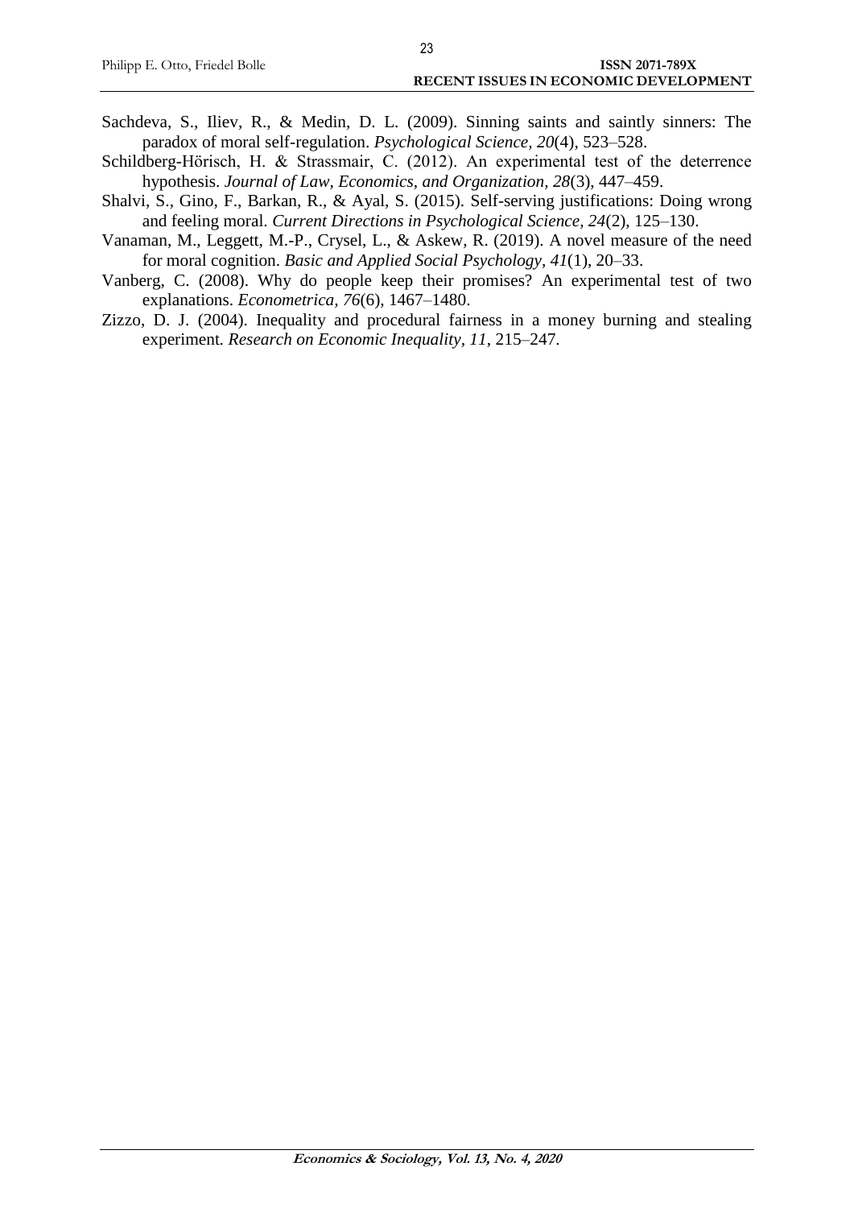Sachdeva, S., Iliev, R., & Medin, D. L. (2009). Sinning saints and saintly sinners: The paradox of moral self-regulation. *Psychological Science, 20*(4), 523–528.

Schildberg-Hörisch, H. & Strassmair, C. (2012). An experimental test of the deterrence hypothesis. *Journal of Law, Economics, and Organization, 28*(3), 447–459.

Shalvi, S., Gino, F., Barkan, R., & Ayal, S. (2015). Self-serving justifications: Doing wrong and feeling moral. *Current Directions in Psychological Science, 24*(2), 125–130.

Vanaman, M., Leggett, M.-P., Crysel, L., & Askew, R. (2019). A novel measure of the need for moral cognition. *Basic and Applied Social Psychology, 41*(1), 20–33.

Vanberg, C. (2008). Why do people keep their promises? An experimental test of two explanations. *Econometrica, 76*(6), 1467–1480.

Zizzo, D. J. (2004). Inequality and procedural fairness in a money burning and stealing experiment. *Research on Economic Inequality, 11*, 215–247.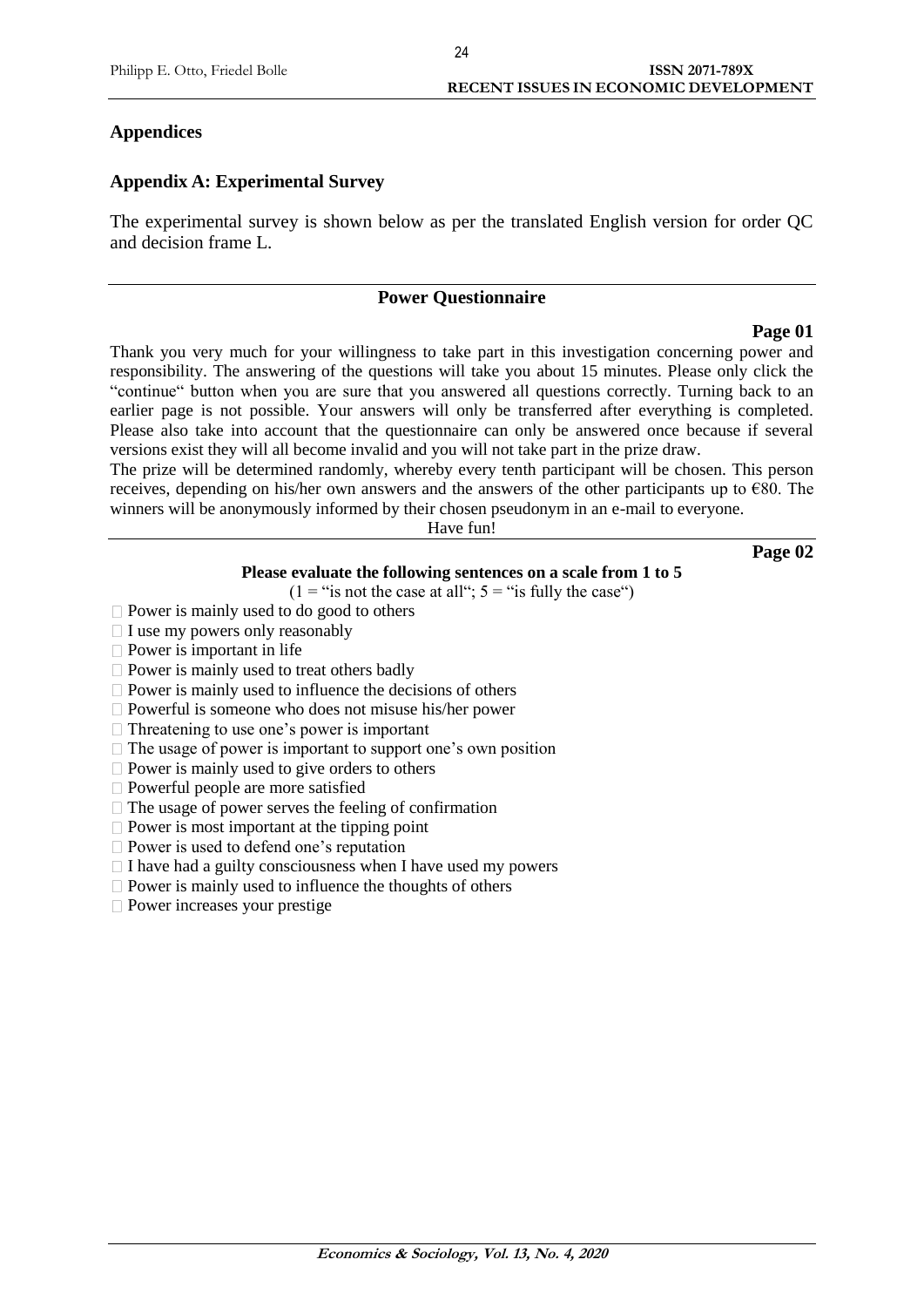## Appendices

### Appendix A: Experimental Survey

The experimental survey is shown below as per the translated English version for order QC and decision frame L.

---

**Power Questionnaire**

**Page 01**

Thank you very much for your willingness to take part in this investigation concerning power and responsibility. The answering of the questions will take you about 15 minutes. Please only click the "continue" button when you are sure that you answered all questions correctly. Turning back to an earlier page is not possible. Your answers will only be transferred after everything is completed. Please also take into account that the questionnaire can only be answered once because if several versions exist they will all become invalid and you will not take part in the prize draw.

The prize will be determined randomly, whereby every tenth participant will be chosen. This person receives, depending on his/her own answers and the answers of the other participants up to €80. The winners will be anonymously informed by their chosen pseudonym in an e-mail to everyone.

Have fun!

---

**Page 02**

**Please evaluate the following sentences on a scale from 1 to 5**

(1 = "is not the case at all"; 5 = "is fully the case")

- □ Power is mainly used to do good to others
- □ I use my powers only reasonably
- □ Power is important in life
- □ Power is mainly used to treat others badly
- □ Power is mainly used to influence the decisions of others
- □ Powerful is someone who does not misuse his/her power
- □ Threatening to use one's power is important
- □ The usage of power is important to support one's own position
- □ Power is mainly used to give orders to others
- □ Powerful people are more satisfied
- □ The usage of power serves the feeling of confirmation
- □ Power is most important at the tipping point
- □ Power is used to defend one's reputation
- □ I have had a guilty consciousness when I have used my powers
- □ Power is mainly used to influence the thoughts of others
- □ Power increases your prestige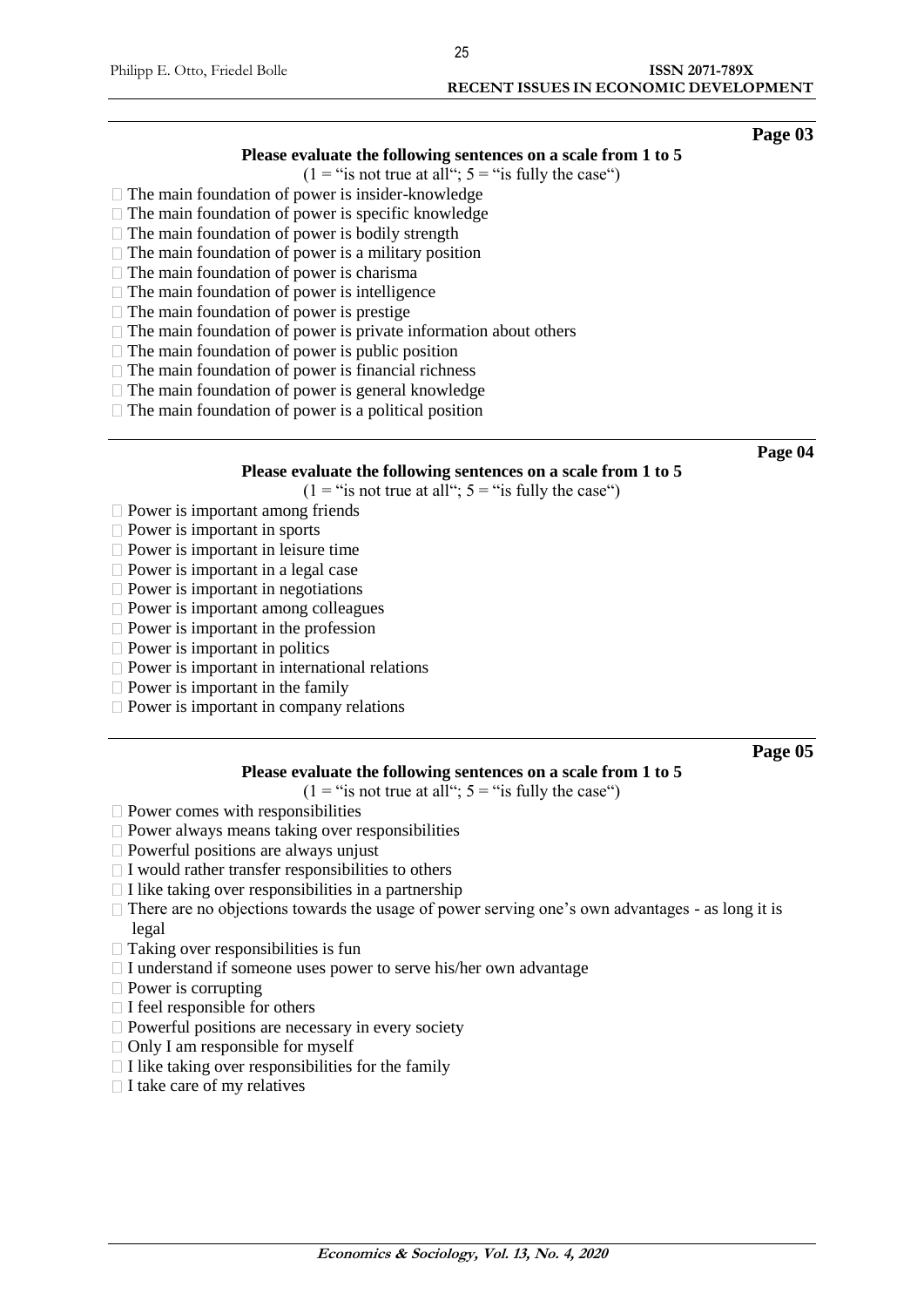**Page 03**

**Please evaluate the following sentences on a scale from 1 to 5**

(1 = "is not true at all"; 5 = "is fully the case")

- The main foundation of power is insider-knowledge
- The main foundation of power is specific knowledge
- The main foundation of power is bodily strength
- The main foundation of power is a military position
- The main foundation of power is charisma
- The main foundation of power is intelligence
- The main foundation of power is prestige
- The main foundation of power is private information about others
- The main foundation of power is public position
- The main foundation of power is financial richness
- The main foundation of power is general knowledge
- The main foundation of power is a political position

---

**Page 04**

**Please evaluate the following sentences on a scale from 1 to 5**

(1 = "is not true at all"; 5 = "is fully the case")

- Power is important among friends
- Power is important in sports
- Power is important in leisure time
- Power is important in a legal case
- Power is important in negotiations
- Power is important among colleagues
- Power is important in the profession
- Power is important in politics
- Power is important in international relations
- Power is important in the family
- Power is important in company relations

---

**Page 05**

**Please evaluate the following sentences on a scale from 1 to 5**

(1 = "is not true at all"; 5 = "is fully the case")

- Power comes with responsibilities
- Power always means taking over responsibilities
- Powerful positions are always unjust
- I would rather transfer responsibilities to others
- I like taking over responsibilities in a partnership
- There are no objections towards the usage of power serving one's own advantages - as long it is legal
- Taking over responsibilities is fun
- I understand if someone uses power to serve his/her own advantage
- Power is corrupting
- I feel responsible for others
- Powerful positions are necessary in every society
- Only I am responsible for myself
- I like taking over responsibilities for the family
- I take care of my relatives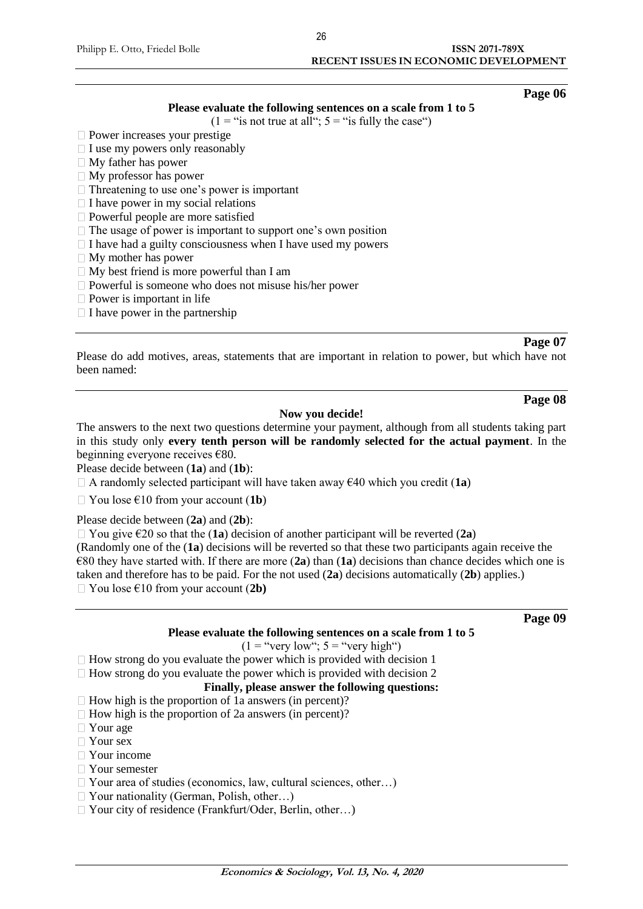**Page 06**

**Please evaluate the following sentences on a scale from 1 to 5**

(1 = "is not true at all"; 5 = "is fully the case")

- Power increases your prestige
- I use my powers only reasonably
- My father has power
- My professor has power
- Threatening to use one's power is important
- I have power in my social relations
- Powerful people are more satisfied
- The usage of power is important to support one's own position
- I have had a guilty consciousness when I have used my powers
- My mother has power
- My best friend is more powerful than I am
- Powerful is someone who does not misuse his/her power
- Power is important in life
- I have power in the partnership

**Page 07**

Please do add motives, areas, statements that are important in relation to power, but which have not been named:

**Page 08**

**Now you decide!**

The answers to the next two questions determine your payment, although from all students taking part in this study only **every tenth person will be randomly selected for the actual payment**. In the beginning everyone receives €80.

Please decide between (**1a**) and (**1b**):

- A randomly selected participant will have taken away €40 which you credit (**1a**)
- You lose €10 from your account (**1b**)

Please decide between (**2a**) and (**2b**):

- You give €20 so that the (**1a**) decision of another participant will be reverted (**2a**)

(Randomly one of the (**1a**) decisions will be reverted so that these two participants again receive the €80 they have started with. If there are more (**2a**) than (**1a**) decisions than chance decides which one is taken and therefore has to be paid. For the not used (**2a**) decisions automatically (**2b**) applies.)

- You lose €10 from your account (**2b)**

**Page 09**

**Please evaluate the following sentences on a scale from 1 to 5**

(1 = "very low"; 5 = "very high")

- How strong do you evaluate the power which is provided with decision 1
- How strong do you evaluate the power which is provided with decision 2

**Finally, please answer the following questions:**

- How high is the proportion of 1a answers (in percent)?
- How high is the proportion of 2a answers (in percent)?
- Your age
- Your sex
- Your income
- Your semester
- Your area of studies (economics, law, cultural sciences, other…)
- Your nationality (German, Polish, other…)
- Your city of residence (Frankfurt/Oder, Berlin, other…)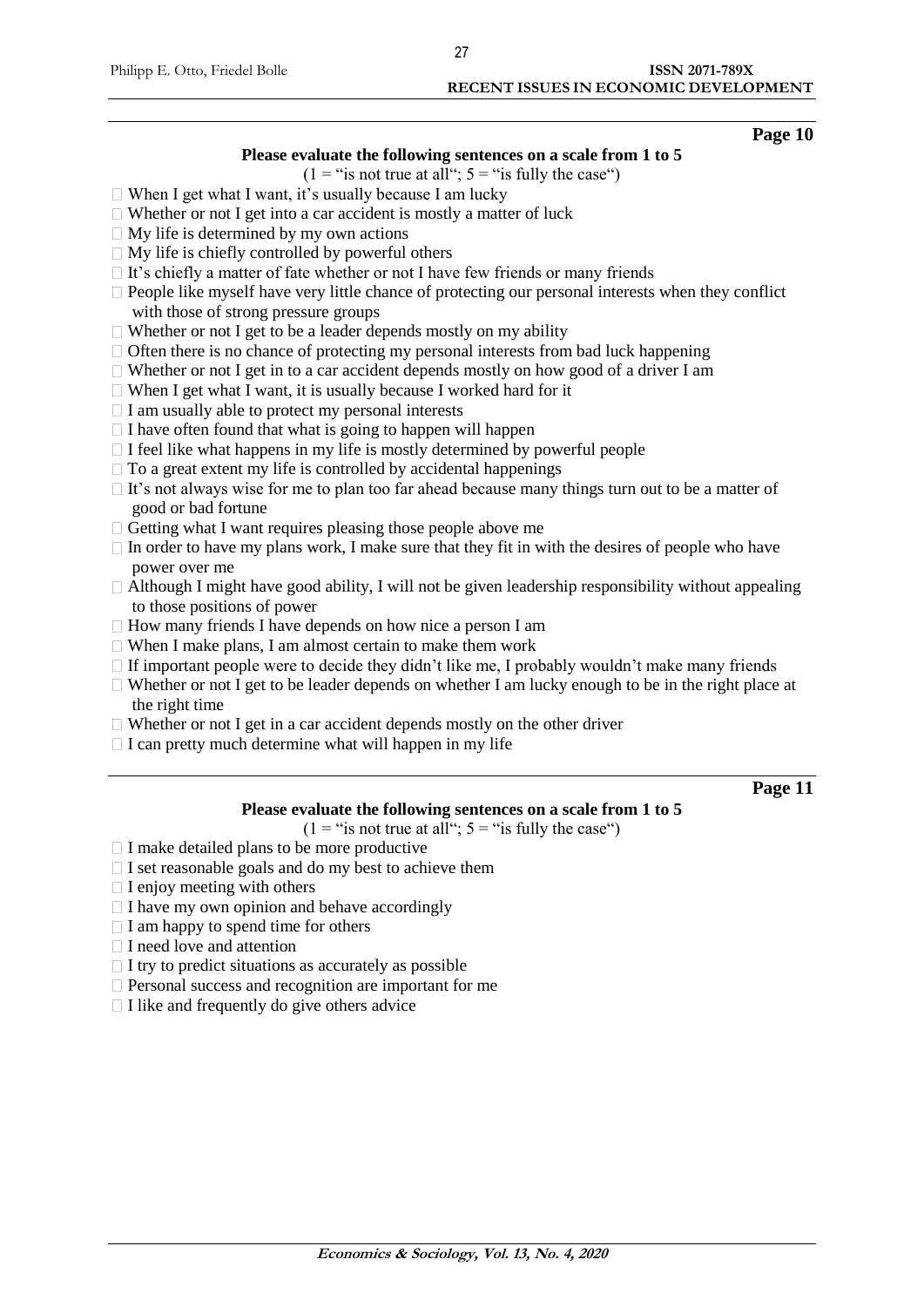**Page 10**

**Please evaluate the following sentences on a scale from 1 to 5**

(1 = "is not true at all"; 5 = "is fully the case")

- When I get what I want, it's usually because I am lucky
- Whether or not I get into a car accident is mostly a matter of luck
- My life is determined by my own actions
- My life is chiefly controlled by powerful others
- It's chiefly a matter of fate whether or not I have few friends or many friends
- People like myself have very little chance of protecting our personal interests when they conflict with those of strong pressure groups
- Whether or not I get to be a leader depends mostly on my ability
- Often there is no chance of protecting my personal interests from bad luck happening
- Whether or not I get in to a car accident depends mostly on how good of a driver I am
- When I get what I want, it is usually because I worked hard for it
- I am usually able to protect my personal interests
- I have often found that what is going to happen will happen
- I feel like what happens in my life is mostly determined by powerful people
- To a great extent my life is controlled by accidental happenings
- It's not always wise for me to plan too far ahead because many things turn out to be a matter of good or bad fortune
- Getting what I want requires pleasing those people above me
- In order to have my plans work, I make sure that they fit in with the desires of people who have power over me
- Although I might have good ability, I will not be given leadership responsibility without appealing to those positions of power
- How many friends I have depends on how nice a person I am
- When I make plans, I am almost certain to make them work
- If important people were to decide they didn't like me, I probably wouldn't make many friends
- Whether or not I get to be leader depends on whether I am lucky enough to be in the right place at the right time
- Whether or not I get in a car accident depends mostly on the other driver
- I can pretty much determine what will happen in my life

**Page 11**

**Please evaluate the following sentences on a scale from 1 to 5**

(1 = "is not true at all"; 5 = "is fully the case")

- I make detailed plans to be more productive
- I set reasonable goals and do my best to achieve them
- I enjoy meeting with others
- I have my own opinion and behave accordingly
- I am happy to spend time for others
- I need love and attention
- I try to predict situations as accurately as possible
- Personal success and recognition are important for me
- I like and frequently do give others advice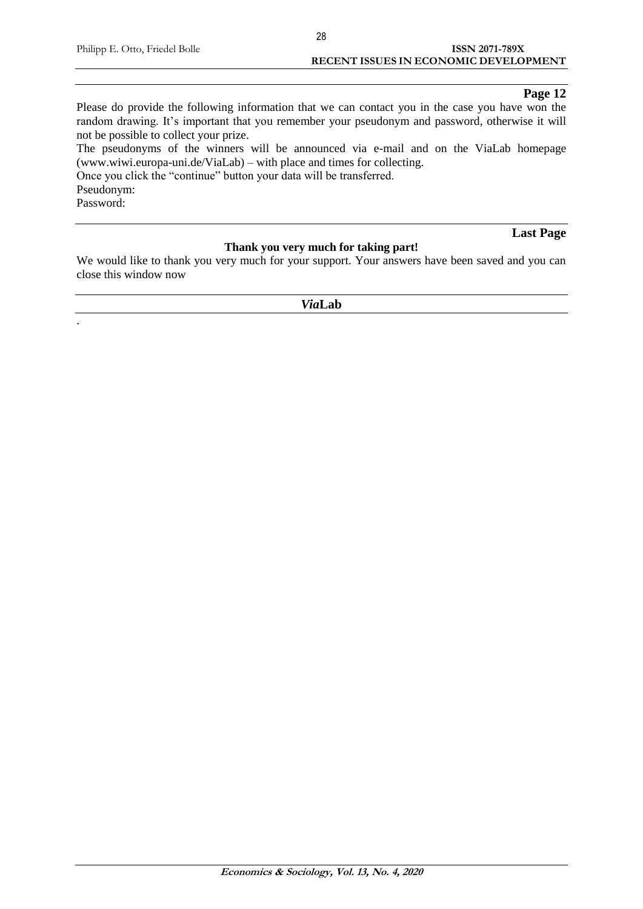**Page 12**

Please do provide the following information that we can contact you in the case you have won the random drawing. It's important that you remember your pseudonym and password, otherwise it will not be possible to collect your prize.

The pseudonyms of the winners will be announced via e-mail and on the ViaLab homepage (www.wiwi.europa-uni.de/ViaLab) – with place and times for collecting.

Once you click the "continue" button your data will be transferred.

Pseudonym:

Password:

**Last Page**

**Thank you very much for taking part!**

We would like to thank you very much for your support. Your answers have been saved and you can close this window now

***Via*Lab**

.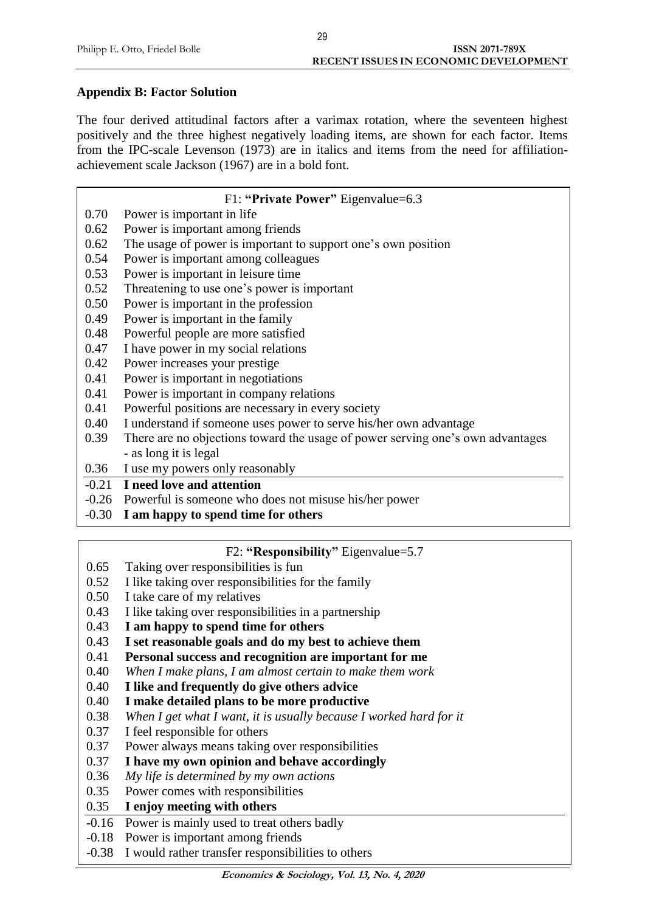## Appendix B: Factor Solution

The four derived attitudinal factors after a varimax rotation, where the seventeen highest positively and the three highest negatively loading items, are shown for each factor. Items from the IPC-scale Levenson (1973) are in italics and items from the need for affiliation-achievement scale Jackson (1967) are in a bold font.

| F1: **"Private Power"** Eigenvalue=6.3 | |
|---|---|
| 0.70 | Power is important in life |
| 0.62 | Power is important among friends |
| 0.62 | The usage of power is important to support one's own position |
| 0.54 | Power is important among colleagues |
| 0.53 | Power is important in leisure time |
| 0.52 | Threatening to use one's power is important |
| 0.50 | Power is important in the profession |
| 0.49 | Power is important in the family |
| 0.48 | Powerful people are more satisfied |
| 0.47 | I have power in my social relations |
| 0.42 | Power increases your prestige |
| 0.41 | Power is important in negotiations |
| 0.41 | Power is important in company relations |
| 0.41 | Powerful positions are necessary in every society |
| 0.40 | I understand if someone uses power to serve his/her own advantage |
| 0.39 | There are no objections toward the usage of power serving one's own advantages - as long it is legal |
| 0.36 | I use my powers only reasonably |
| -0.21 | **I need love and attention** |
| -0.26 | Powerful is someone who does not misuse his/her power |
| -0.30 | **I am happy to spend time for others** |

| F2: **"Responsibility"** Eigenvalue=5.7 | |
|---|---|
| 0.65 | Taking over responsibilities is fun |
| 0.52 | I like taking over responsibilities for the family |
| 0.50 | I take care of my relatives |
| 0.43 | I like taking over responsibilities in a partnership |
| 0.43 | **I am happy to spend time for others** |
| 0.43 | **I set reasonable goals and do my best to achieve them** |
| 0.41 | **Personal success and recognition are important for me** |
| 0.40 | *When I make plans, I am almost certain to make them work* |
| 0.40 | **I like and frequently do give others advice** |
| 0.40 | **I make detailed plans to be more productive** |
| 0.38 | *When I get what I want, it is usually because I worked hard for it* |
| 0.37 | I feel responsible for others |
| 0.37 | Power always means taking over responsibilities |
| 0.37 | **I have my own opinion and behave accordingly** |
| 0.36 | *My life is determined by my own actions* |
| 0.35 | Power comes with responsibilities |
| 0.35 | **I enjoy meeting with others** |
| -0.16 | Power is mainly used to treat others badly |
| -0.18 | Power is important among friends |
| -0.38 | I would rather transfer responsibilities to others |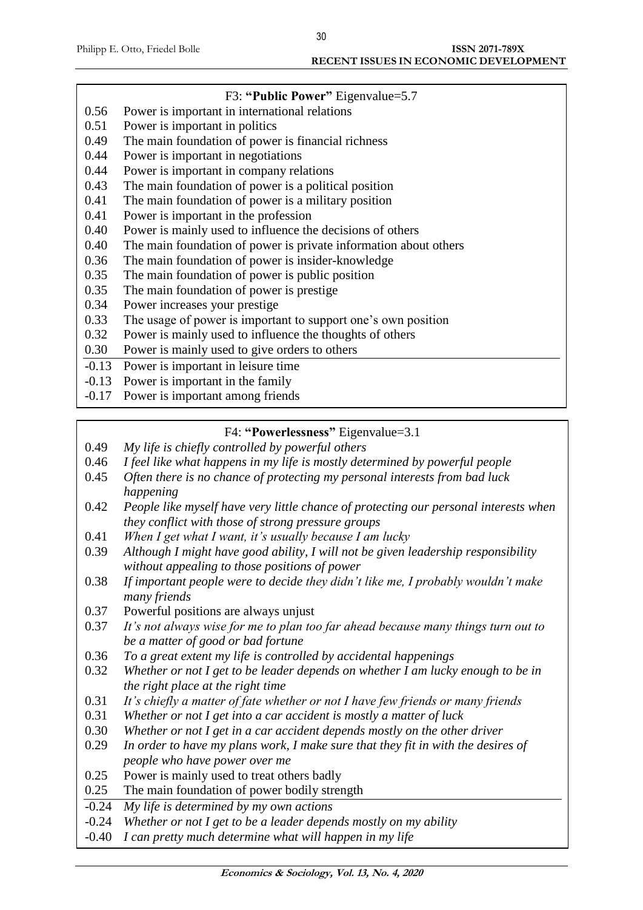| F3: **"Public Power"** Eigenvalue=5.7 | |
|---|---|
| 0.56 | Power is important in international relations |
| 0.51 | Power is important in politics |
| 0.49 | The main foundation of power is financial richness |
| 0.44 | Power is important in negotiations |
| 0.44 | Power is important in company relations |
| 0.43 | The main foundation of power is a political position |
| 0.41 | The main foundation of power is a military position |
| 0.41 | Power is important in the profession |
| 0.40 | Power is mainly used to influence the decisions of others |
| 0.40 | The main foundation of power is private information about others |
| 0.36 | The main foundation of power is insider-knowledge |
| 0.35 | The main foundation of power is public position |
| 0.35 | The main foundation of power is prestige |
| 0.34 | Power increases your prestige |
| 0.33 | The usage of power is important to support one's own position |
| 0.32 | Power is mainly used to influence the thoughts of others |
| 0.30 | Power is mainly used to give orders to others |
| -0.13 | Power is important in leisure time |
| -0.13 | Power is important in the family |
| -0.17 | Power is important among friends |

| F4: **"Powerlessness"** Eigenvalue=3.1 | |
|---|---|
| 0.49 | *My life is chiefly controlled by powerful others* |
| 0.46 | *I feel like what happens in my life is mostly determined by powerful people* |
| 0.45 | *Often there is no chance of protecting my personal interests from bad luck happening* |
| 0.42 | *People like myself have very little chance of protecting our personal interests when they conflict with those of strong pressure groups* |
| 0.41 | *When I get what I want, it's usually because I am lucky* |
| 0.39 | *Although I might have good ability, I will not be given leadership responsibility without appealing to those positions of power* |
| 0.38 | *If important people were to decide they didn't like me, I probably wouldn't make many friends* |
| 0.37 | Powerful positions are always unjust |
| 0.37 | *It's not always wise for me to plan too far ahead because many things turn out to be a matter of good or bad fortune* |
| 0.36 | *To a great extent my life is controlled by accidental happenings* |
| 0.32 | *Whether or not I get to be leader depends on whether I am lucky enough to be in the right place at the right time* |
| 0.31 | *It's chiefly a matter of fate whether or not I have few friends or many friends* |
| 0.31 | *Whether or not I get into a car accident is mostly a matter of luck* |
| 0.30 | *Whether or not I get in a car accident depends mostly on the other driver* |
| 0.29 | *In order to have my plans work, I make sure that they fit in with the desires of people who have power over me* |
| 0.25 | Power is mainly used to treat others badly |
| 0.25 | The main foundation of power bodily strength |
| -0.24 | *My life is determined by my own actions* |
| -0.24 | *Whether or not I get to be a leader depends mostly on my ability* |
| -0.40 | *I can pretty much determine what will happen in my life* |